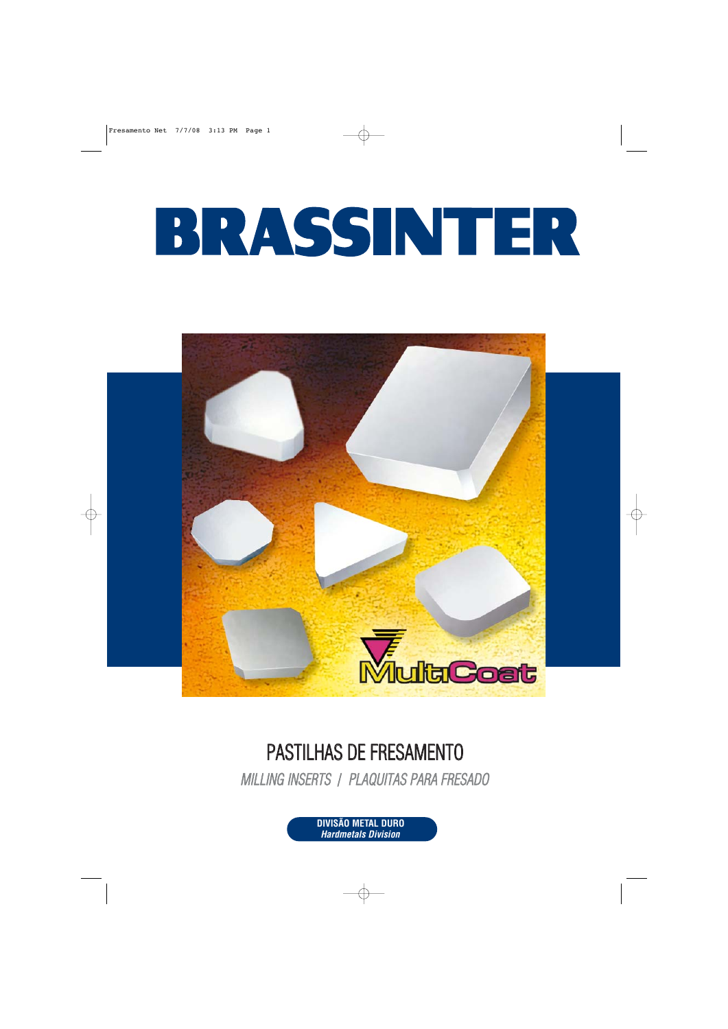# BRASSINTER

MultiCoat

## PASTILHAS DE FRESAMENTO

*MILLING INSERTS / PLAQUITAS PARA FRESADO*

**DIVISÃO METAL DURO**
***Hardmetals Division***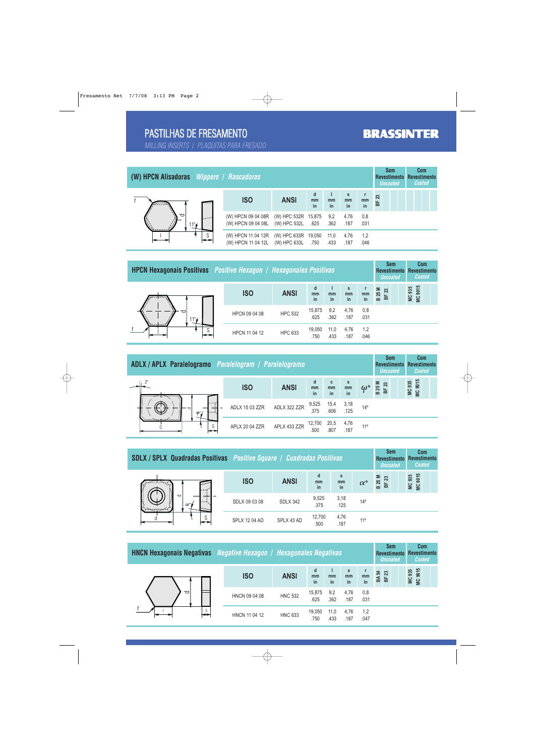# PASTILHAS DE FRESAMENTO

*MILLING INSERTS / PLAQUITAS PARA FRESADO*

**BRASSINTER**

## (W) HPCN Alisadoras *Wippers / Rascadoras*

| ISO | ANSI | d mm in | l mm in | s mm in | r mm in | Sem Revestimento *Uncoated* BF 23 | | | Com Revestimento *Coated* | | |
|---|---|---|---|---|---|---|---|---|---|---|---|
| (W) HPCN 09 04 08R<br>(W) HPCN 09 04 08L | (W) HPC 532R<br>(W) HPC 532L | 15,875<br>.625 | 9,2<br>.362 | 4,76<br>.187 | 0,8<br>.031 | | | | | | |
| (W) HPCN 11 04 12R<br>(W) HPCN 11 04 12L | (W) HPC 633R<br>(W) HPC 633L | 19,050<br>.750 | 11,0<br>.433 | 4,76<br>.187 | 1,2<br>.046 | | | | | | |

## HPCN Hexagonais Positivas *Positive Hexagon / Hexagonales Positivas*

| ISO | ANSI | d mm in | l mm in | s mm in | r mm in | Sem Revestimento *Uncoated* B 25 M | BF 23 | | Com Revestimento *Coated* MC 935 | MC 9015 | |
|---|---|---|---|---|---|---|---|---|---|---|---|
| HPCN 09 04 08 | HPC 532 | 15,875<br>.625 | 9,2<br>.362 | 4,76<br>.187 | 0,8<br>.031 | | | | | | |
| HPCN 11 04 12 | HPC 633 | 19,050<br>.750 | 11,0<br>.433 | 4,76<br>.187 | 1,2<br>.046 | | | | | | |

## ADLX / APLX Paralelogramo *Paralelogram / Paralelogramo*

| ISO | ANSI | d mm in | c mm in | s mm in | $\varphi°$ | Sem Revestimento *Uncoated* B 25 M | BF 23 | | Com Revestimento *Coated* MC 935 | MC 9015 | |
|---|---|---|---|---|---|---|---|---|---|---|---|
| ADLX 15 03 ZZR | ADLX 322 ZZR | 9,525<br>.375 | 15,4<br>.606 | 3,18<br>.125 | 14° | | | | | | |
| APLX 20 04 ZZR | APLX 433 ZZR | 12,700<br>.500 | 20,5<br>.807 | 4,76<br>.187 | 11° | | | | | | |

## SDLX / SPLX Quadradas Positivas *Positive Square / Cuadradas Positivas*

| ISO | ANSI | d mm in | s mm in | $\alpha°$ | Sem Revestimento *Uncoated* B 25 M | BF 23 | | Com Revestimento *Coated* MC 935 | MC 9015 | |
|---|---|---|---|---|---|---|---|---|---|---|
| SDLX 09 03 08 | SDLX 342 | 9,525<br>.375 | 3,18<br>.125 | 14° | | | | | | |
| SPLX 12 04 AD | SPLX 43 AD | 12,700<br>.500 | 4,76<br>.187 | 11° | | | | | | |

## HNCN Hexagonais Negativas *Negative Hexagon / Hexagonales Negativas*

| ISO | ANSI | d mm in | l mm in | s mm in | r mm in | Sem Revestimento *Uncoated* BA 54 | BF 23 | | Com Revestimento *Coated* MC 935 | MC 9015 | |
|---|---|---|---|---|---|---|---|---|---|---|---|
| HNCN 09 04 08 | HNC 532 | 15,875<br>.625 | 9,2<br>.362 | 4,76<br>.187 | 0,8<br>.031 | | | | | | |
| HNCN 11 04 12 | HNC 633 | 19,050<br>.750 | 11,0<br>.433 | 4,76<br>.187 | 1,2<br>.047 | | | | | | |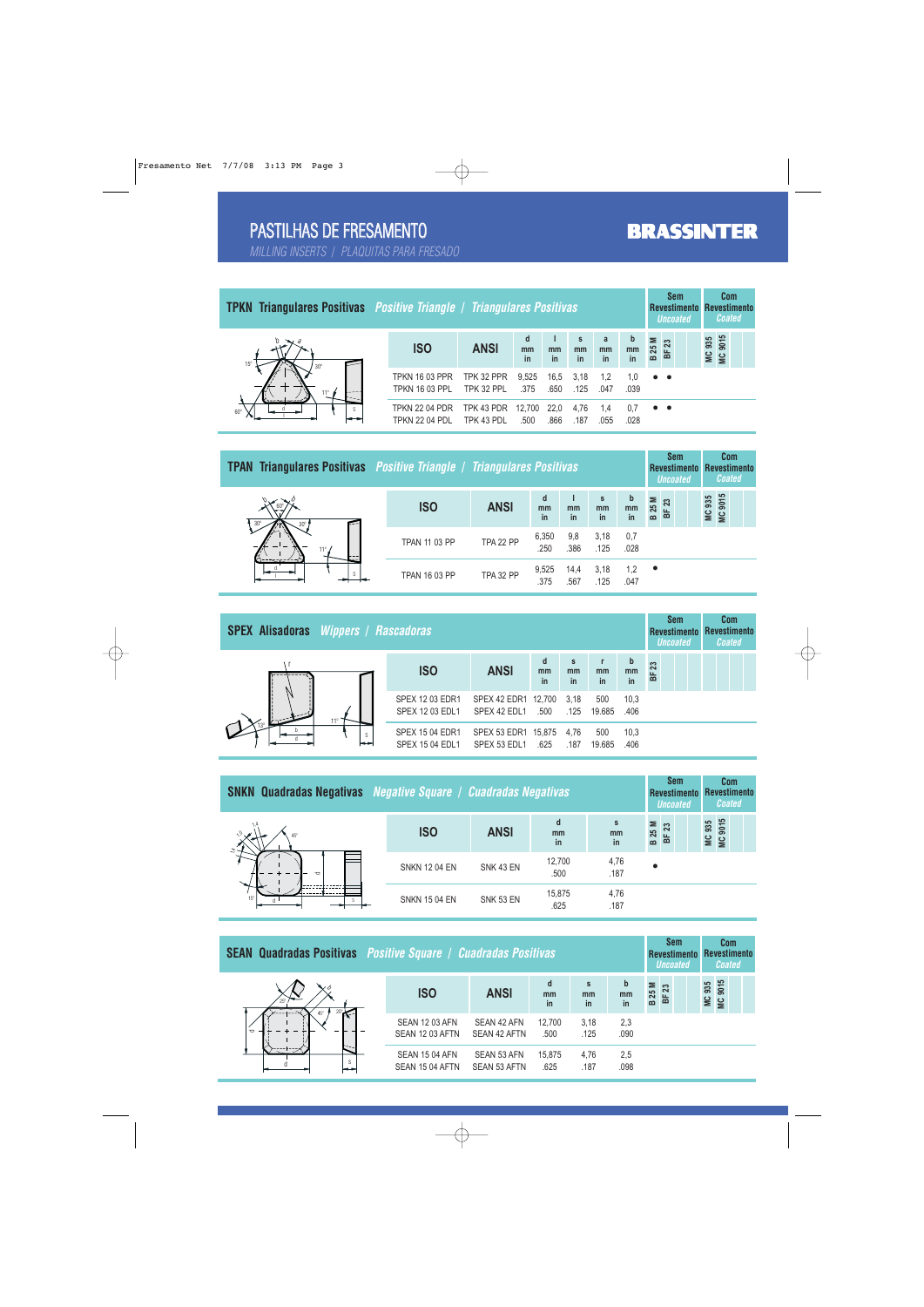# PASTILHAS DE FRESAMENTO

*MILLING INSERTS | PLAQUITAS PARA FRESADO*

**BRASSINTER**

## TPKN Triangulares Positivas *Positive Triangle | Triangulares Positivas*

| ISO | ANSI | d mm in | l mm in | s mm in | a mm in | b mm in | B 25 M (Sem Revestimento Uncoated) | BF 23 (Sem Revestimento Uncoated) | MC 935 (Com Revestimento Coated) | MC 9015 (Com Revestimento Coated) |
|---|---|---|---|---|---|---|---|---|---|---|
| TPKN 16 03 PPR<br>TPKN 16 03 PPL | TPK 32 PPR<br>TPK 32 PPL | 9,525<br>.375 | 16,5<br>.650 | 3,18<br>.125 | 1,2<br>.047 | 1,0<br>.039 | ● | ● | | |
| TPKN 22 04 PDR<br>TPKN 22 04 PDL | TPK 43 PDR<br>TPK 43 PDL | 12,700<br>.500 | 22,0<br>.866 | 4,76<br>.187 | 1,4<br>.055 | 0,7<br>.028 | ● | ● | | |

## TPAN Triangulares Positivas *Positive Triangle | Triangulares Positivas*

| ISO | ANSI | d mm in | l mm in | s mm in | b mm in | B 25 M (Sem Revestimento Uncoated) | BF 23 (Sem Revestimento Uncoated) | MC 935 (Com Revestimento Coated) | MC 9015 (Com Revestimento Coated) |
|---|---|---|---|---|---|---|---|---|---|
| TPAN 11 03 PP | TPA 22 PP | 6,350<br>.250 | 9,8<br>.386 | 3,18<br>.125 | 0,7<br>.028 | | | | |
| TPAN 16 03 PP | TPA 32 PP | 9,525<br>.375 | 14,4<br>.567 | 3,18<br>.125 | 1,2<br>.047 | ● | | | |

## SPEX Alisadoras *Wippers | Rascadoras*

| ISO | ANSI | d mm in | s mm in | r mm in | b mm in | BF 23 (Sem Revestimento Uncoated) | Com Revestimento Coated |
|---|---|---|---|---|---|---|---|
| SPEX 12 03 EDR1<br>SPEX 12 03 EDL1 | SPEX 42 EDR1<br>SPEX 42 EDL1 | 12,700<br>.500 | 3,18<br>.125 | 500<br>19.685 | 10,3<br>.406 | | |
| SPEX 15 04 EDR1<br>SPEX 15 04 EDL1 | SPEX 53 EDR1<br>SPEX 53 EDL1 | 15,875<br>.625 | 4,76<br>.187 | 500<br>19.685 | 10,3<br>.406 | | |

## SNKN Quadradas Negativas *Negative Square | Cuadradas Negativas*

| ISO | ANSI | d mm in | s mm in | B 25 M (Sem Revestimento Uncoated) | BF 23 (Sem Revestimento Uncoated) | MC 935 (Com Revestimento Coated) | MC 9015 (Com Revestimento Coated) |
|---|---|---|---|---|---|---|---|
| SNKN 12 04 EN | SNK 43 EN | 12,700<br>.500 | 4,76<br>.187 | ● | | | |
| SNKN 15 04 EN | SNK 53 EN | 15,875<br>.625 | 4,76<br>.187 | | | | |

## SEAN Quadradas Positivas *Positive Square | Cuadradas Positivas*

| ISO | ANSI | d mm in | s mm in | b mm in | B 25 M (Sem Revestimento Uncoated) | BF 23 (Sem Revestimento Uncoated) | MC 935 (Com Revestimento Coated) | MC 9015 (Com Revestimento Coated) |
|---|---|---|---|---|---|---|---|---|
| SEAN 12 03 AFN<br>SEAN 12 03 AFTN | SEAN 42 AFN<br>SEAN 42 AFTN | 12,700<br>.500 | 3,18<br>.125 | 2,3<br>.090 | | | | |
| SEAN 15 04 AFN<br>SEAN 15 04 AFTN | SEAN 53 AFN<br>SEAN 53 AFTN | 15,875<br>.625 | 4,76<br>.187 | 2,5<br>.098 | | | | |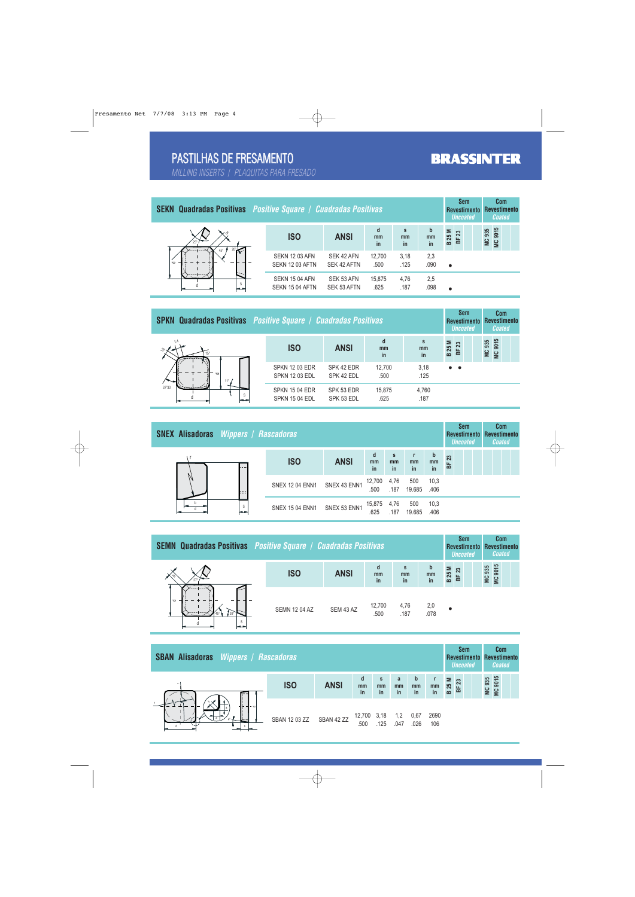# PASTILHAS DE FRESAMENTO

*MILLING INSERTS | PLAQUITAS PARA FRESADO*

**BRASSINTER**

## SEKN Quadradas Positivas *Positive Square | Cuadradas Positivas*

| ISO | ANSI | d mm in | s mm in | b mm in | Sem Revestimento Uncoated B 25 M | BF 23 | Com Revestimento Coated MC 935 | MC 9015 |
|---|---|---|---|---|---|---|---|---|
| SEKN 12 03 AFN<br>SEKN 12 03 AFTN | SEK 42 AFN<br>SEK 42 AFTN | 12,700<br>.500 | 3,18<br>.125 | 2,3<br>.090 | ● | | | |
| SEKN 15 04 AFN<br>SEKN 15 04 AFTN | SEK 53 AFN<br>SEK 53 AFTN | 15,875<br>.625 | 4,76<br>.187 | 2,5<br>.098 | ● | | | |

## SPKN Quadradas Positivas *Positive Square | Cuadradas Positivas*

| ISO | ANSI | d mm in | s mm in | Sem Revestimento Uncoated B 25 M | BF 23 | Com Revestimento Coated MC 935 | MC 9015 |
|---|---|---|---|---|---|---|---|
| SPKN 12 03 EDR<br>SPKN 12 03 EDL | SPK 42 EDR<br>SPK 42 EDL | 12,700<br>.500 | 3,18<br>.125 | ● | ● | | |
| SPKN 15 04 EDR<br>SPKN 15 04 EDL | SPK 53 EDR<br>SPK 53 EDL | 15,875<br>.625 | 4,760<br>.187 | | | | |

## SNEX Alisadoras *Wippers | Rascadoras*

| ISO | ANSI | d mm in | s mm in | r mm in | b mm in | Sem Revestimento Uncoated BF 23 | Com Revestimento Coated |
|---|---|---|---|---|---|---|---|
| SNEX 12 04 ENN1 | SNEX 43 ENN1 | 12,700<br>.500 | 4,76<br>.187 | 500<br>19.685 | 10,3<br>.406 | | |
| SNEX 15 04 ENN1 | SNEX 53 ENN1 | 15,875<br>.625 | 4,76<br>.187 | 500<br>19.685 | 10,3<br>.406 | | |

## SEMN Quadradas Positivas *Positive Square | Cuadradas Positivas*

| ISO | ANSI | d mm in | s mm in | b mm in | Sem Revestimento Uncoated B 25 M | BF 23 | Com Revestimento Coated MC 935 | MC 9015 |
|---|---|---|---|---|---|---|---|---|
| SEMN 12 04 AZ | SEM 43 AZ | 12,700<br>.500 | 4,76<br>.187 | 2,0<br>.078 | ● | | | |

## SBAN Alisadoras *Wippers | Rascadoras*

| ISO | ANSI | d mm in | s mm in | a mm in | b mm in | r mm in | Sem Revestimento Uncoated B 25 M | BF 23 | Com Revestimento Coated MC 935 | MC 9015 |
|---|---|---|---|---|---|---|---|---|---|---|
| SBAN 12 03 ZZ | SBAN 42 ZZ | 12,700<br>.500 | 3,18<br>.125 | 1,2<br>.047 | 0,67<br>.026 | 2690<br>106 | | | | |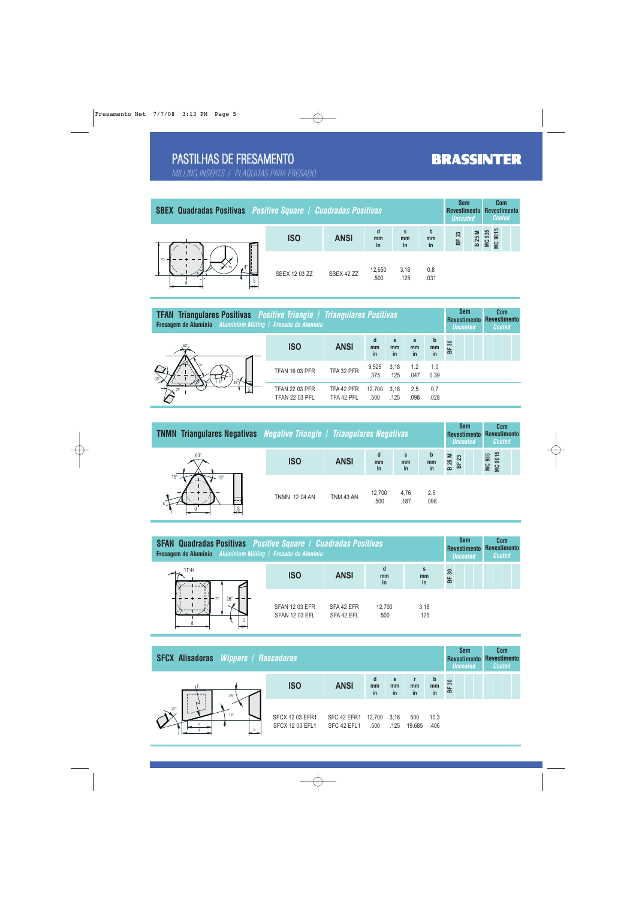# PASTILHAS DE FRESAMENTO

*MILLING INSERTS | PLAQUITAS PARA FRESADO*

**BRASSINTER**

## SBEX Quadradas Positivas *Positive Square | Cuadradas Positivas*

| ISO | ANSI | d mm in | s mm in | b mm in | Sem Revestimento *Uncoated* BF 23 | B 25 M | Com Revestimento *Coated* MC 935 | MC 9015 |
|---|---|---|---|---|---|---|---|---|
| SBEX 12 03 ZZ | SBEX 42 ZZ | 12,650 .500 | 3,18 .125 | 0,8 .031 | | | | |

## TFAN Triangulares Positivas *Positive Triangle | Triangulares Positivas*

**Fresagem de Alumínio** *Aluminium Milling | Fresado de Alunínio*

| ISO | ANSI | d mm in | s mm in | a mm in | b mm in | Sem Revestimento *Uncoated* BF 30 | Com Revestimento *Coated* |
|---|---|---|---|---|---|---|---|
| TFAN 16 03 PFR | TFA 32 PFR | 9,525 .375 | 3,18 .125 | 1,2 .047 | 1,0 0.39 | | |
| TFAN 22 03 PFR<br>TFAN 22 03 PFL | TFA 42 PFR<br>TFA 42 PFL | 12,700 .500 | 3,18 .125 | 2,5 .098 | 0,7 .028 | | |

## TNMN Triangulares Negativas *Negative Triangle | Triangulares Negativas*

| ISO | ANSI | d mm in | s mm in | b mm in | Sem Revestimento *Uncoated* B 25 M | BF 23 | Com Revestimento *Coated* MC 935 | MC 9015 |
|---|---|---|---|---|---|---|---|---|
| TNMN 12 04 AN | TNM 43 AN | 12,700 .500 | 4,76 .187 | 2,5 .098 | | | | |

## SFAN Quadradas Positivas *Positive Square | Cuadradas Positivas*

**Fresagem de Alumínio** *Aluminium Milling | Fresado de Alunínio*

| ISO | ANSI | d mm in | s mm in | Sem Revestimento *Uncoated* BF 30 | Com Revestimento *Coated* |
|---|---|---|---|---|---|
| SFAN 12 03 EFR<br>SFAN 12 03 EFL | SFA 42 EFR<br>SFA 42 EFL | 12,700 .500 | 3,18 .125 | | |

## SFCX Alisadoras *Wippers | Rascadoras*

| ISO | ANSI | d mm in | s mm in | r mm in | b mm in | Sem Revestimento *Uncoated* BF 30 | Com Revestimento *Coated* |
|---|---|---|---|---|---|---|---|
| SFCX 12 03 EFR1<br>SFCX 12 03 EFL1 | SFC 42 EFR1<br>SFC 42 EFL1 | 12,700 .500 | 3,18 .125 | 500 19.685 | 10,3 .406 | | |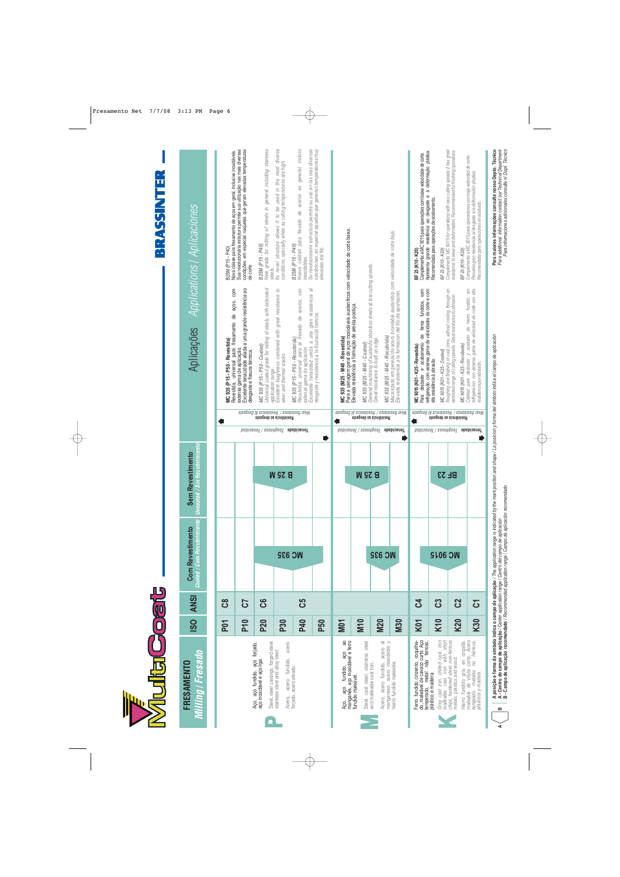# FRESAMENTO
## *Milling / Fresado*

# Aplicações *Applications / Aplicaciones*

| | ISO | ANSI | Com Revestimento *Coated / Con Recubrimiento* | Sem Revestimento *Uncoated / Sin Recubrimiento* | Aplicações | |
|---|---|---|---|---|---|---|
| **P** Aço, aço fundido, aço forjado, aço inoxidável e aço liga. *Steel, steel castings, forged steel stainless steel and alloy steel.* *Acero, acero fundido, acero forjado, acero aleado.* | P01 | C8 | MC 935 | B 25 M | **MC 935 (P15 - P50 - Revestida)** Revestida, universal para fresamento de aços, com extensa gama de aplicação. Excelente tenacidade aliada a uma grande resistência ao desgaste e fissura térmica. *MC 935 (P15 - P50 - Coated) Universal coated grade for milling of steels, with extended application range. Excellent toughness combined with great resistance to wear and thermal cracks.* *MC 935 (P15 - P50 - Recubrida) Recubrida, universal para el fresado de aceros, con extensa gama de aplicación. Excelente tenacidad unida a una gran resistencia al desgaste y resistencia a la fisuración termica.* | **B25M (P15 - P40)** Nova classe para fresamento de aços em geral, inclusive inoxidáveis. Sua revolucionária estrutura permite sua utilização nas mais diversas condições, em especial naquelas que geram elevadas temperaturas de corte. *B25M (P15 - P40) New grade for milling of steels in general including stainless steels. Its revised structure allows it to be used in the most diverse conditions, specially when as cutting temperatures are high.* *B25M (P15 - P40) Nueva calidad para fresado de aceros en general, incluso inoxidables. Su revolucionada estructura permite su uso en las mas diversas condiciones, en especial aquellas que generan temperaturas muy elevadas del filo.* |
| | P10 | C7 | | | | |
| | P20 | C6 | | | | |
| | P30 | C5 | | | | |
| | P40 | | | | | |
| | P50 | | | | | |
| **M** Aço, aço fundido, aço ao manganês, aço inoxidável e ferro fundido maleável. *Steel, cast steel, stainless steel and malleable cast iron.* *Acero, acero fundido, acero al manganeso, acero inoxidable y hierro fundido maleable.* | M01 | | MC 935 | B 25 M | **MC 935 (M25 - M40 - Revestida)** Para a usinagem geral de aços inoxidáveis austeníticos com velocidade de corte baixa. Elevada resistência a formação de aresta postiça. *MC 935 (M25 - M40 - Coated) General machining of austenitic stainless steels at low cutting speeds. Great resistance to built up edge.* *MC 935 (M25 - M40 - Recubrida) Mecanizado en general de acero inoxidable austenítico con velocidad de corte baja. Elevada resistencia a la formacion del filo de aportación.* | |
| | M10 | | | | | |
| | M20 | | | | | |
| | M30 | | | | | |
| **K** Ferro fundido cinzento, coquilhado, maleável de cavaco curto. Aço temperado, metal não ferroso, plástico e madeira. *Grey cast iron, chilled cast iron malleable cast iron with short chips, hardened steel, non-ferrous metals, plastics and wood.* *Hierro fundido gris, en coquilla, maleable de viruta corta. Acero templado, metales no ferreos, plásticos y madera.* | K01 | C4 | MC 9015 | BF 23 | **MC 9015 (K01 - K25 - Revestida)** Para desbaste e acabamento de ferros fundidos, sem refrigeração, com extensa gama de velocidades de corte e com alta resistência ao desgaste. *MC 9015 (K01 - K25 - Coated) Roughing and finishing of cast irons, without cooling, through an extended range of cutting speeds. Great resistance to abrasion.* *MC 9015 (K01 - K25 - Recubierta) Calidad para desbaste y acabado de hierro fundido sin refrigeración, con extensa gama de velocidad de corte con alta resistencia por abrasión.* | **BF 23 (K10 - K20)** Complementa a MC 9015 para operações com baixa velocidade de corte. Apresenta grande resistência ao desgaste e à deformação plástica. Recomendada para operações de acabamento. *BF 23 (K10 - K20) Complements MC 9015 for operations with less cutting speeds. It has great resistance to wear and deformation. Recommended for finishing operations.* *BF 23 (K10 - K20) Complementa a MC 9015 para operaciones con baja velocidad de corte. Presenta gran resistencia al desgaste y a la deformación plástica. Recomendada para operaciones en acabado.* |
| | K10 | C3 | | | | |
| | K20 | C2 | | | | |
| | K30 | C1 | | | | |

← Resistência ao desgaste *Wear Resistance / Resistencia Al Desgaste* — Tenacidade *Toughness / Tenacidad* →

**A posição e forma do símbolo indica o campo de aplicação** / *The application range is indicated by the mark position and shape / La posicion y forma del simbolo indica el campo de aplicación*
**A - Centro do campo de aplicação** / *Center application range / Centro del campo de aplicación*
**B - Campo de aplicação recomendado** / *Recommended application range / Campo de aplicación recomendado*

**Para maiores informações consulte nosso Depto. Técnico**
*For additional information contact our Technical Department*
*Para informaciones adicionales consulte nuestro Dept. Técnico*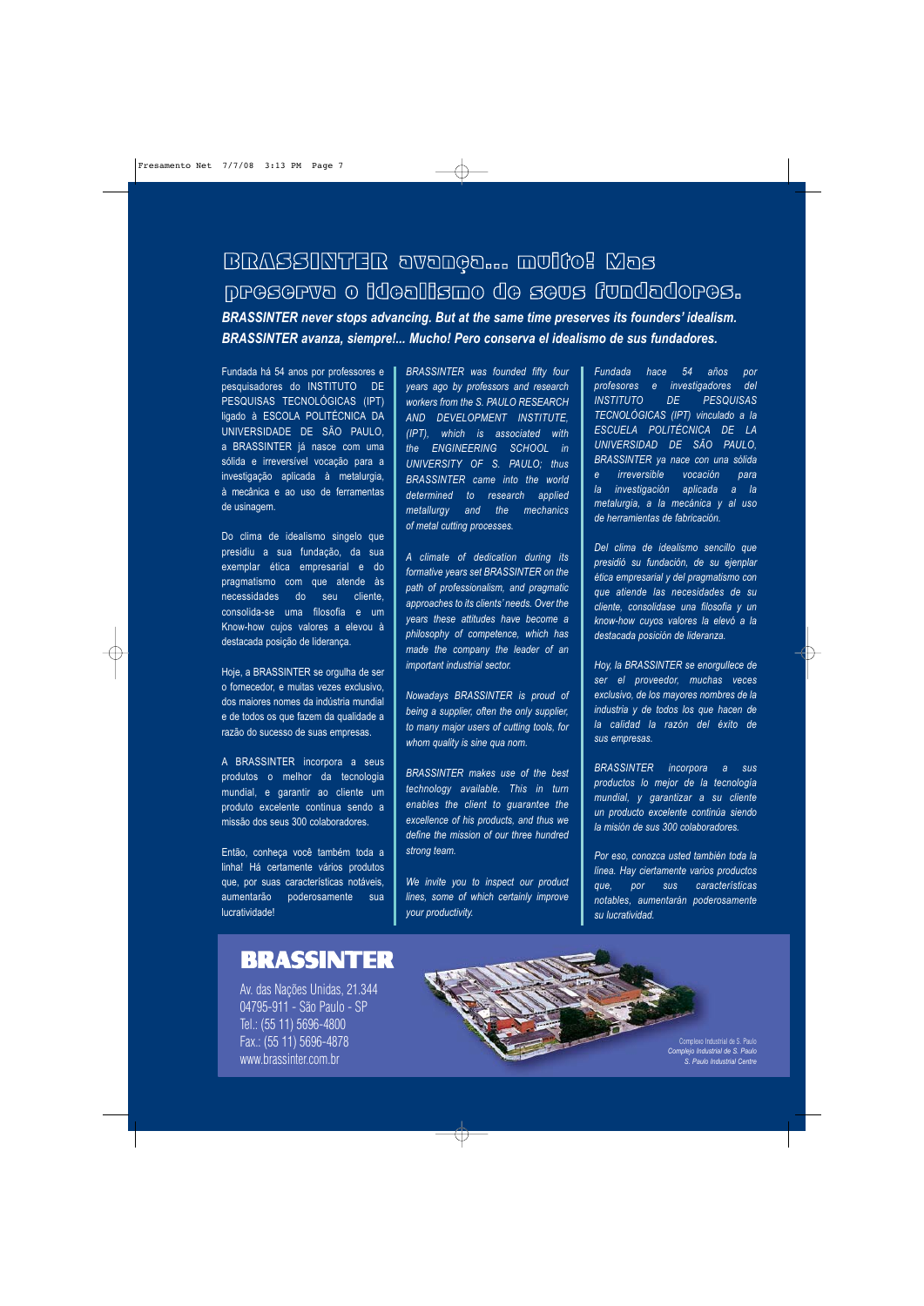# BRASSINTER avança... muito! Mas preserva o idealismo de seus fundadores.

***BRASSINTER never stops advancing. But at the same time preserves its founders' idealism.***

***BRASSINTER avanza, siempre!... Mucho! Pero conserva el idealismo de sus fundadores.***

Fundada há 54 anos por professores e pesquisadores do INSTITUTO DE PESQUISAS TECNOLÓGICAS (IPT) ligado à ESCOLA POLITÉCNICA DA UNIVERSIDADE DE SÃO PAULO, a BRASSINTER já nasce com uma sólida e irreversível vocação para a investigação aplicada à metalurgia, à mecânica e ao uso de ferramentas de usinagem.

Do clima de idealismo singelo que presidiu a sua fundação, da sua exemplar ética empresarial e do pragmatismo com que atende às necessidades do seu cliente, consolida-se uma filosofia e um Know-how cujos valores a elevou à destacada posição de liderança.

Hoje, a BRASSINTER se orgulha de ser o fornecedor, e muitas vezes exclusivo, dos maiores nomes da indústria mundial e de todos os que fazem da qualidade a razão do sucesso de suas empresas.

A BRASSINTER incorpora a seus produtos o melhor da tecnologia mundial, e garantir ao cliente um produto excelente continua sendo a missão dos seus 300 colaboradores.

Então, conheça você também toda a linha! Há certamente vários produtos que, por suas características notáveis, aumentarão poderosamente sua lucratividade!

*BRASSINTER was founded fifty four years ago by professors and research workers from the S. PAULO RESEARCH AND DEVELOPMENT INSTITUTE, (IPT), which is associated with the ENGINEERING SCHOOL in UNIVERSITY OF S. PAULO; thus BRASSINTER came into the world determined to research applied metallurgy and the mechanics of metal cutting processes.*

*A climate of dedication during its formative years set BRASSINTER on the path of professionalism, and pragmatic approaches to its clients' needs. Over the years these attitudes have become a philosophy of competence, which has made the company the leader of an important industrial sector.*

*Nowadays BRASSINTER is proud of being a supplier, often the only supplier, to many major users of cutting tools, for whom quality is sine qua nom.*

*BRASSINTER makes use of the best technology available. This in turn enables the client to guarantee the excellence of his products, and thus we define the mission of our three hundred strong team.*

*We invite you to inspect our product lines, some of which certainly improve your productivity.*

*Fundada hace 54 años por profesores e investigadores del INSTITUTO DE PESQUISAS TECNOLÓGICAS (IPT) vinculado a la ESCUELA POLITÉCNICA DE LA UNIVERSIDAD DE SÃO PAULO, BRASSINTER ya nace con una sólida e irreversible vocación para la investigación aplicada a la metalurgia, a la mecánica y al uso de herramientas de fabricación.*

*Del clima de idealismo sencillo que presidió su fundación, de su ejemplar ética empresarial y del pragmatismo con que atiende las necesidades de su cliente, consolidase una filosofía y un know-how cuyos valores la elevó a la destacada posición de lideranza.*

*Hoy, la BRASSINTER se enorgullece de ser el proveedor, muchas veces exclusivo, de los mayores nombres de la industria y de todos los que hacen de la calidad la razón del éxito de sus empresas.*

*BRASSINTER incorpora a sus productos lo mejor de la tecnología mundial, y garantizar a su cliente un producto excelente continúa siendo la misión de sus 300 colaboradores.*

*Por eso, conozca usted también toda la línea. Hay ciertamente varios productos que, por sus características notables, aumentarán poderosamente su lucratividad.*

**BRASSINTER**

Av. das Nações Unidas, 21.344
04795-911 - São Paulo - SP
Tel.: (55 11) 5696-4800
Fax.: (55 11) 5696-4878
www.brassinter.com.br

Complexo Industrial de S. Paulo
*Complejo Industrial de S. Paulo*
*S. Paulo Industrial Centre*